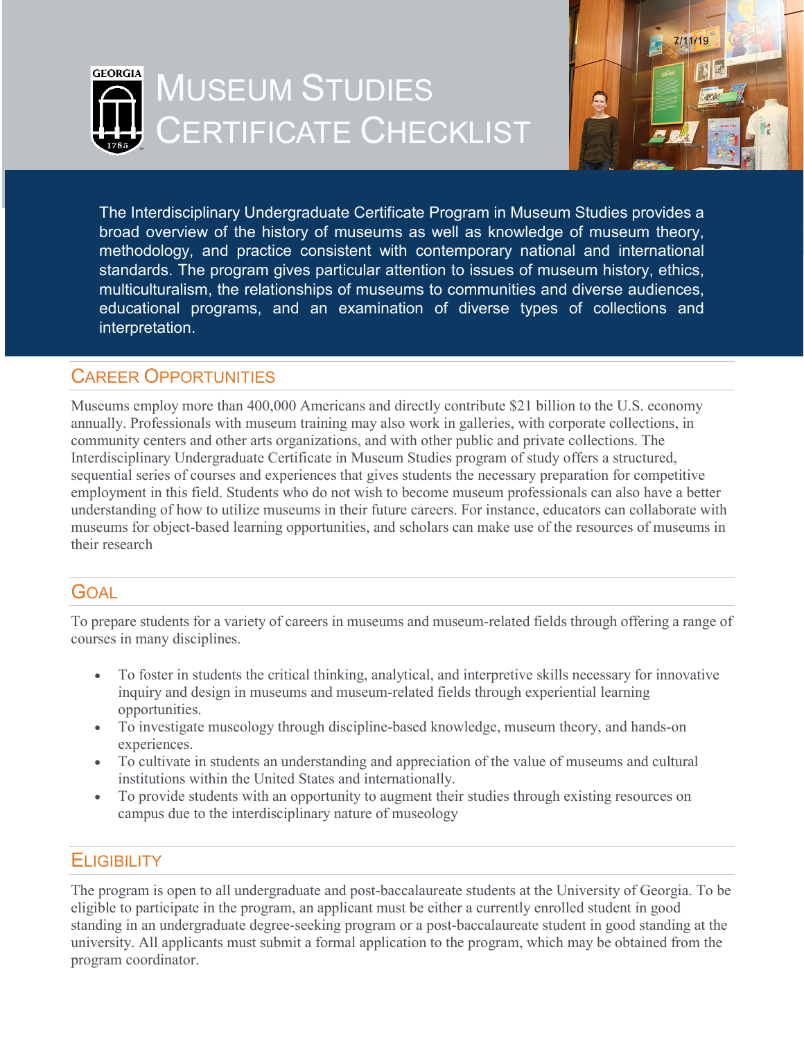# Museum Studies Certificate Checklist

The Interdisciplinary Undergraduate Certificate Program in Museum Studies provides a broad overview of the history of museums as well as knowledge of museum theory, methodology, and practice consistent with contemporary national and international standards. The program gives particular attention to issues of museum history, ethics, multiculturalism, the relationships of museums to communities and diverse audiences, educational programs, and an examination of diverse types of collections and interpretation.

## Career Opportunities

Museums employ more than 400,000 Americans and directly contribute $21 billion to the U.S. economy annually. Professionals with museum training may also work in galleries, with corporate collections, in community centers and other arts organizations, and with other public and private collections. The Interdisciplinary Undergraduate Certificate in Museum Studies program of study offers a structured, sequential series of courses and experiences that gives students the necessary preparation for competitive employment in this field. Students who do not wish to become museum professionals can also have a better understanding of how to utilize museums in their future careers. For instance, educators can collaborate with museums for object-based learning opportunities, and scholars can make use of the resources of museums in their research

## Goal

To prepare students for a variety of careers in museums and museum-related fields through offering a range of courses in many disciplines.

- To foster in students the critical thinking, analytical, and interpretive skills necessary for innovative inquiry and design in museums and museum-related fields through experiential learning opportunities.
- To investigate museology through discipline-based knowledge, museum theory, and hands-on experiences.
- To cultivate in students an understanding and appreciation of the value of museums and cultural institutions within the United States and internationally.
- To provide students with an opportunity to augment their studies through existing resources on campus due to the interdisciplinary nature of museology

## Eligibility

The program is open to all undergraduate and post-baccalaureate students at the University of Georgia. To be eligible to participate in the program, an applicant must be either a currently enrolled student in good standing in an undergraduate degree-seeking program or a post-baccalaureate student in good standing at the university. All applicants must submit a formal application to the program, which may be obtained from the program coordinator.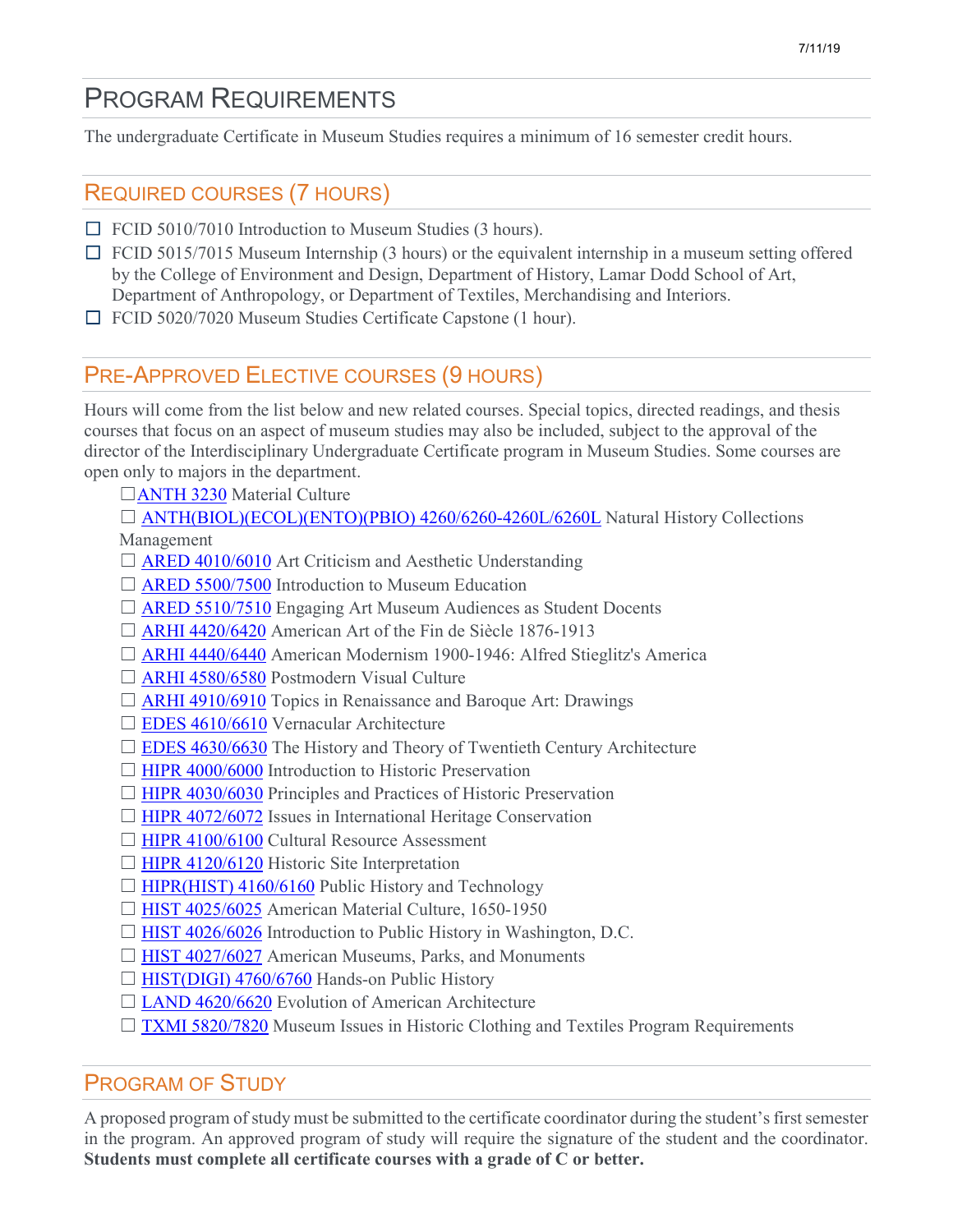# Program Requirements

The undergraduate Certificate in Museum Studies requires a minimum of 16 semester credit hours.

## Required courses (7 hours)

- ☐ FCID 5010/7010 Introduction to Museum Studies (3 hours).
- ☐ FCID 5015/7015 Museum Internship (3 hours) or the equivalent internship in a museum setting offered by the College of Environment and Design, Department of History, Lamar Dodd School of Art, Department of Anthropology, or Department of Textiles, Merchandising and Interiors.
- ☐ FCID 5020/7020 Museum Studies Certificate Capstone (1 hour).

## Pre-Approved Elective courses (9 hours)

Hours will come from the list below and new related courses. Special topics, directed readings, and thesis courses that focus on an aspect of museum studies may also be included, subject to the approval of the director of the Interdisciplinary Undergraduate Certificate program in Museum Studies. Some courses are open only to majors in the department.

- ☐ ANTH 3230 Material Culture
- ☐ ANTH(BIOL)(ECOL)(ENTO)(PBIO) 4260/6260-4260L/6260L Natural History Collections Management
- ☐ ARED 4010/6010 Art Criticism and Aesthetic Understanding
- ☐ ARED 5500/7500 Introduction to Museum Education
- ☐ ARED 5510/7510 Engaging Art Museum Audiences as Student Docents
- ☐ ARHI 4420/6420 American Art of the Fin de Siècle 1876-1913
- ☐ ARHI 4440/6440 American Modernism 1900-1946: Alfred Stieglitz's America
- ☐ ARHI 4580/6580 Postmodern Visual Culture
- ☐ ARHI 4910/6910 Topics in Renaissance and Baroque Art: Drawings
- ☐ EDES 4610/6610 Vernacular Architecture
- ☐ EDES 4630/6630 The History and Theory of Twentieth Century Architecture
- ☐ HIPR 4000/6000 Introduction to Historic Preservation
- ☐ HIPR 4030/6030 Principles and Practices of Historic Preservation
- ☐ HIPR 4072/6072 Issues in International Heritage Conservation
- ☐ HIPR 4100/6100 Cultural Resource Assessment
- ☐ HIPR 4120/6120 Historic Site Interpretation
- ☐ HIPR(HIST) 4160/6160 Public History and Technology
- ☐ HIST 4025/6025 American Material Culture, 1650-1950
- ☐ HIST 4026/6026 Introduction to Public History in Washington, D.C.
- ☐ HIST 4027/6027 American Museums, Parks, and Monuments
- ☐ HIST(DIGI) 4760/6760 Hands-on Public History
- ☐ LAND 4620/6620 Evolution of American Architecture
- ☐ TXMI 5820/7820 Museum Issues in Historic Clothing and Textiles Program Requirements

## Program of Study

A proposed program of study must be submitted to the certificate coordinator during the student's first semester in the program. An approved program of study will require the signature of the student and the coordinator. **Students must complete all certificate courses with a grade of C or better.**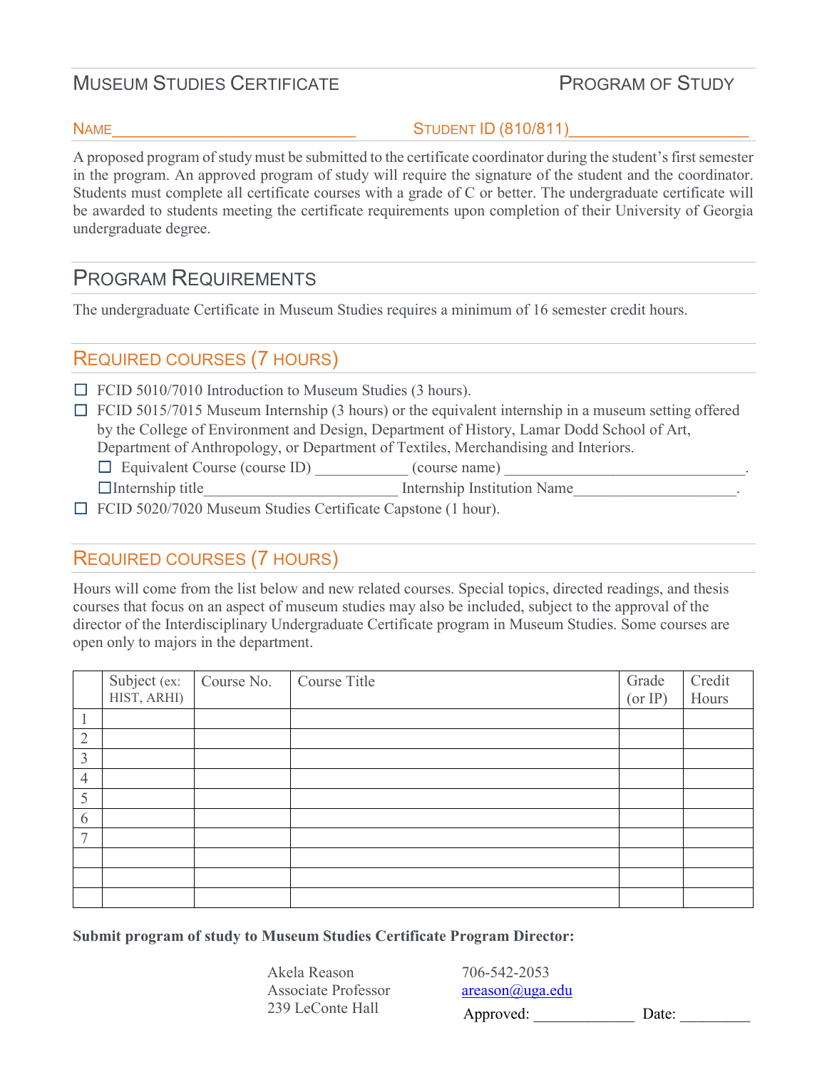# Museum Studies Certificate — Program of Study

Name___________________________ Student ID (810/811)____________________

A proposed program of study must be submitted to the certificate coordinator during the student's first semester in the program. An approved program of study will require the signature of the student and the coordinator. Students must complete all certificate courses with a grade of C or better. The undergraduate certificate will be awarded to students meeting the certificate requirements upon completion of their University of Georgia undergraduate degree.

## Program Requirements

The undergraduate Certificate in Museum Studies requires a minimum of 16 semester credit hours.

### Required courses (7 hours)

- ☐ FCID 5010/7010 Introduction to Museum Studies (3 hours).
- ☐ FCID 5015/7015 Museum Internship (3 hours) or the equivalent internship in a museum setting offered by the College of Environment and Design, Department of History, Lamar Dodd School of Art, Department of Anthropology, or Department of Textiles, Merchandising and Interiors.
  - ☐ Equivalent Course (course ID) ____________ (course name) _______________________________.
  - ☐Internship title________________________ Internship Institution Name____________________.
- ☐ FCID 5020/7020 Museum Studies Certificate Capstone (1 hour).

### Required courses (7 hours)

Hours will come from the list below and new related courses. Special topics, directed readings, and thesis courses that focus on an aspect of museum studies may also be included, subject to the approval of the director of the Interdisciplinary Undergraduate Certificate program in Museum Studies. Some courses are open only to majors in the department.

| | Subject (ex: HIST, ARHI) | Course No. | Course Title | Grade (or IP) | Credit Hours |
|---|---|---|---|---|---|
| 1 | | | | | |
| 2 | | | | | |
| 3 | | | | | |
| 4 | | | | | |
| 5 | | | | | |
| 6 | | | | | |
| 7 | | | | | |
| | | | | | |
| | | | | | |
| | | | | | |

**Submit program of study to Museum Studies Certificate Program Director:**

Akela Reason
Associate Professor
239 LeConte Hall

706-542-2053
areason@uga.edu

Approved: _____________ Date: _________